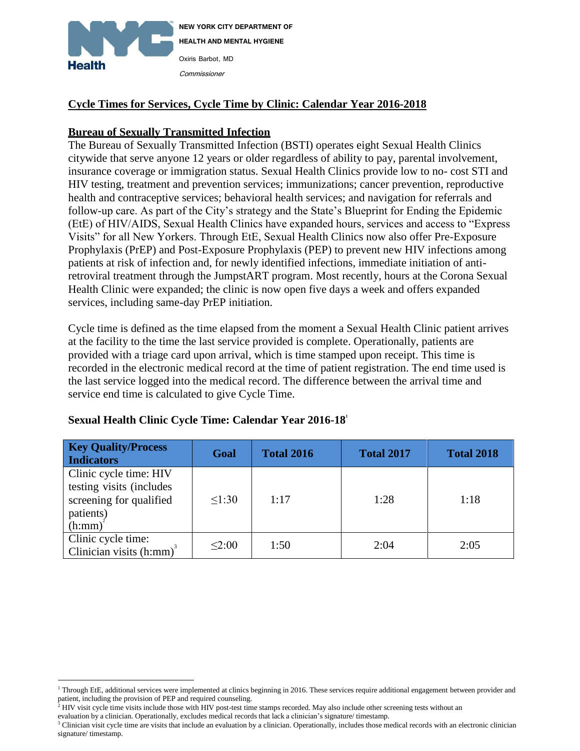NEW YORK CITY DEPARTMENT OF HEALTH AND MENTAL HYGIENE

Oxiris Barbot, MD

*Commissioner*

## Cycle Times for Services, Cycle Time by Clinic: Calendar Year 2016-2018

### Bureau of Sexually Transmitted Infection

The Bureau of Sexually Transmitted Infection (BSTI) operates eight Sexual Health Clinics citywide that serve anyone 12 years or older regardless of ability to pay, parental involvement, insurance coverage or immigration status. Sexual Health Clinics provide low to no- cost STI and HIV testing, treatment and prevention services; immunizations; cancer prevention, reproductive health and contraceptive services; behavioral health services; and navigation for referrals and follow-up care. As part of the City's strategy and the State's Blueprint for Ending the Epidemic (EtE) of HIV/AIDS, Sexual Health Clinics have expanded hours, services and access to "Express Visits" for all New Yorkers. Through EtE, Sexual Health Clinics now also offer Pre-Exposure Prophylaxis (PrEP) and Post-Exposure Prophylaxis (PEP) to prevent new HIV infections among patients at risk of infection and, for newly identified infections, immediate initiation of anti-retroviral treatment through the JumpstART program. Most recently, hours at the Corona Sexual Health Clinic were expanded; the clinic is now open five days a week and offers expanded services, including same-day PrEP initiation.

Cycle time is defined as the time elapsed from the moment a Sexual Health Clinic patient arrives at the facility to the time the last service provided is complete. Operationally, patients are provided with a triage card upon arrival, which is time stamped upon receipt. This time is recorded in the electronic medical record at the time of patient registration. The end time used is the last service logged into the medical record. The difference between the arrival time and service end time is calculated to give Cycle Time.

**Sexual Health Clinic Cycle Time: Calendar Year 2016-18[1]**

| Key Quality/Process Indicators | Goal | Total 2016 | Total 2017 | Total 2018 |
|---|---|---|---|---|
| Clinic cycle time: HIV testing visits (includes screening for qualified patients) (h:mm)[2] | ≤1:30 | 1:17 | 1:28 | 1:18 |
| Clinic cycle time: Clinician visits (h:mm)[3] | ≤2:00 | 1:50 | 2:04 | 2:05 |

[1] Through EtE, additional services were implemented at clinics beginning in 2016. These services require additional engagement between provider and patient, including the provision of PEP and required counseling.

[2] HIV visit cycle time visits include those with HIV post-test time stamps recorded. May also include other screening tests without an evaluation by a clinician. Operationally, excludes medical records that lack a clinician's signature/ timestamp.

[3] Clinician visit cycle time are visits that include an evaluation by a clinician. Operationally, includes those medical records with an electronic clinician signature/ timestamp.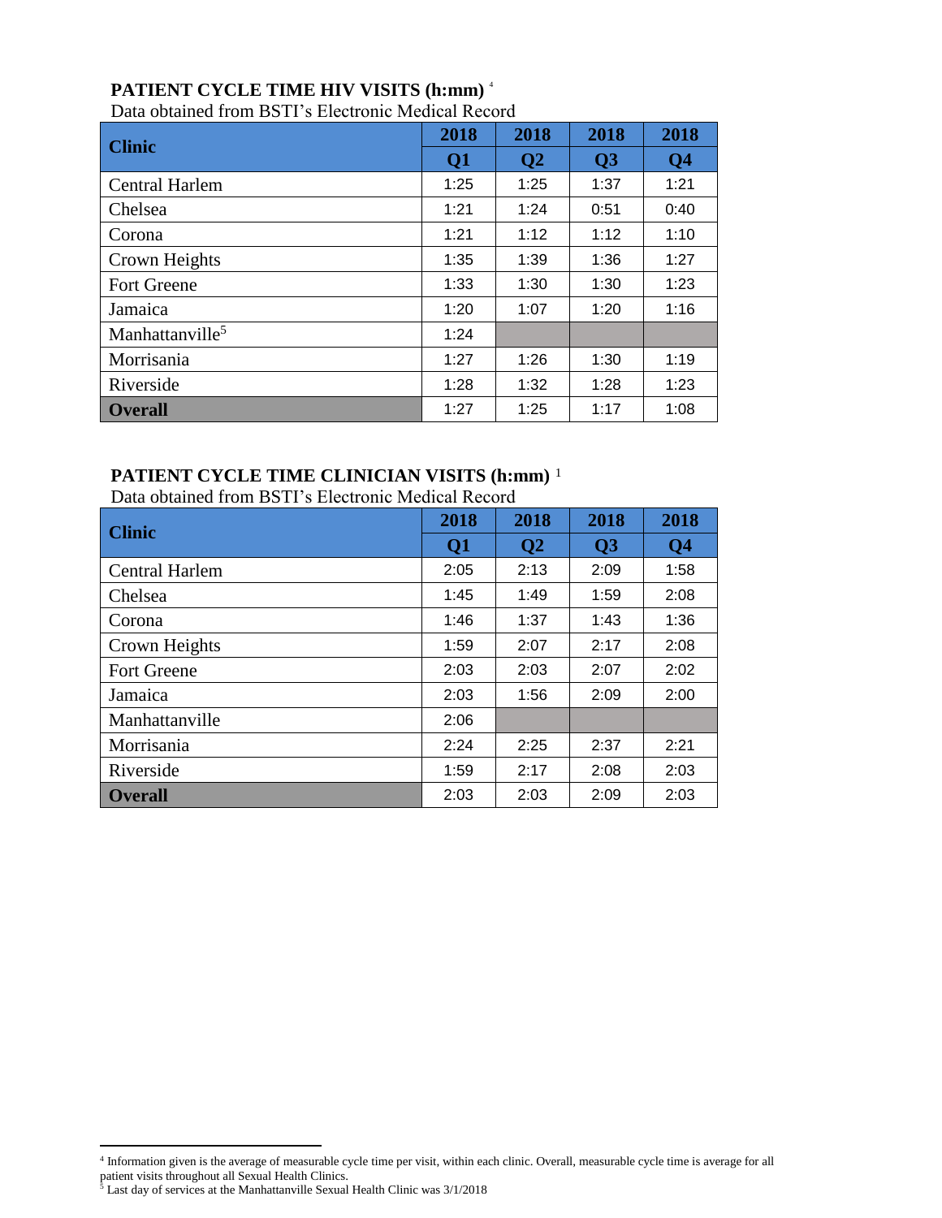### PATIENT CYCLE TIME HIV VISITS (h:mm) [4]

Data obtained from BSTI's Electronic Medical Record

| Clinic | 2018 Q1 | 2018 Q2 | 2018 Q3 | 2018 Q4 |
|---|---|---|---|---|
| Central Harlem | 1:25 | 1:25 | 1:37 | 1:21 |
| Chelsea | 1:21 | 1:24 | 0:51 | 0:40 |
| Corona | 1:21 | 1:12 | 1:12 | 1:10 |
| Crown Heights | 1:35 | 1:39 | 1:36 | 1:27 |
| Fort Greene | 1:33 | 1:30 | 1:30 | 1:23 |
| Jamaica | 1:20 | 1:07 | 1:20 | 1:16 |
| Manhattanville[5] | 1:24 | | | |
| Morrisania | 1:27 | 1:26 | 1:30 | 1:19 |
| Riverside | 1:28 | 1:32 | 1:28 | 1:23 |
| **Overall** | 1:27 | 1:25 | 1:17 | 1:08 |

### PATIENT CYCLE TIME CLINICIAN VISITS (h:mm) [1]

Data obtained from BSTI's Electronic Medical Record

| Clinic | 2018 Q1 | 2018 Q2 | 2018 Q3 | 2018 Q4 |
|---|---|---|---|---|
| Central Harlem | 2:05 | 2:13 | 2:09 | 1:58 |
| Chelsea | 1:45 | 1:49 | 1:59 | 2:08 |
| Corona | 1:46 | 1:37 | 1:43 | 1:36 |
| Crown Heights | 1:59 | 2:07 | 2:17 | 2:08 |
| Fort Greene | 2:03 | 2:03 | 2:07 | 2:02 |
| Jamaica | 2:03 | 1:56 | 2:09 | 2:00 |
| Manhattanville | 2:06 | | | |
| Morrisania | 2:24 | 2:25 | 2:37 | 2:21 |
| Riverside | 1:59 | 2:17 | 2:08 | 2:03 |
| **Overall** | 2:03 | 2:03 | 2:09 | 2:03 |

[4] Information given is the average of measurable cycle time per visit, within each clinic. Overall, measurable cycle time is average for all patient visits throughout all Sexual Health Clinics.

[5] Last day of services at the Manhattanville Sexual Health Clinic was 3/1/2018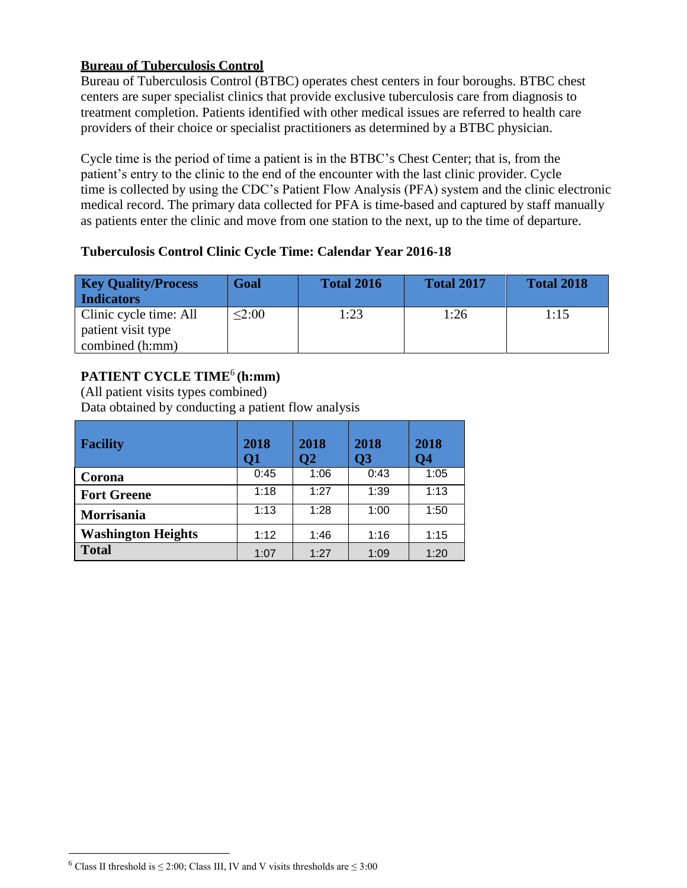## Bureau of Tuberculosis Control

Bureau of Tuberculosis Control (BTBC) operates chest centers in four boroughs. BTBC chest centers are super specialist clinics that provide exclusive tuberculosis care from diagnosis to treatment completion. Patients identified with other medical issues are referred to health care providers of their choice or specialist practitioners as determined by a BTBC physician.

Cycle time is the period of time a patient is in the BTBC's Chest Center; that is, from the patient's entry to the clinic to the end of the encounter with the last clinic provider. Cycle time is collected by using the CDC's Patient Flow Analysis (PFA) system and the clinic electronic medical record. The primary data collected for PFA is time-based and captured by staff manually as patients enter the clinic and move from one station to the next, up to the time of departure.

### Tuberculosis Control Clinic Cycle Time: Calendar Year 2016-18

| Key Quality/Process Indicators | Goal | Total 2016 | Total 2017 | Total 2018 |
|---|---|---|---|---|
| Clinic cycle time: All patient visit type combined (h:mm) | ≤2:00 | 1:23 | 1:26 | 1:15 |

### PATIENT CYCLE TIME[6] (h:mm)

(All patient visits types combined)
Data obtained by conducting a patient flow analysis

| Facility | 2018 Q1 | 2018 Q2 | 2018 Q3 | 2018 Q4 |
|---|---|---|---|---|
| **Corona** | 0:45 | 1:06 | 0:43 | 1:05 |
| **Fort Greene** | 1:18 | 1:27 | 1:39 | 1:13 |
| **Morrisania** | 1:13 | 1:28 | 1:00 | 1:50 |
| **Washington Heights** | 1:12 | 1:46 | 1:16 | 1:15 |
| **Total** | 1:07 | 1:27 | 1:09 | 1:20 |

[6] Class II threshold is ≤ 2:00; Class III, IV and V visits thresholds are ≤ 3:00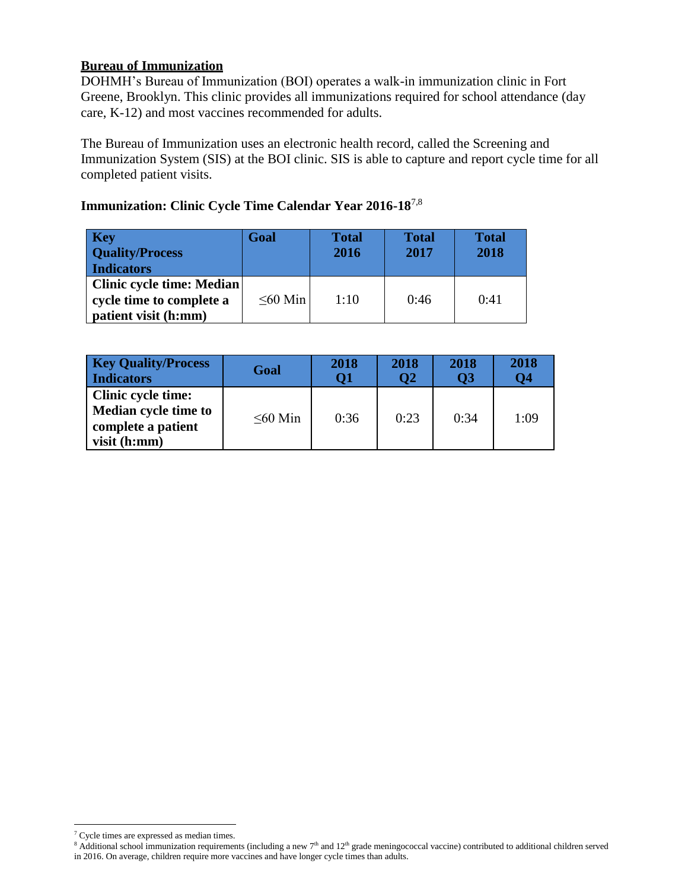**Bureau of Immunization**

DOHMH's Bureau of Immunization (BOI) operates a walk-in immunization clinic in Fort Greene, Brooklyn. This clinic provides all immunizations required for school attendance (day care, K-12) and most vaccines recommended for adults.

The Bureau of Immunization uses an electronic health record, called the Screening and Immunization System (SIS) at the BOI clinic. SIS is able to capture and report cycle time for all completed patient visits.

**Immunization: Clinic Cycle Time Calendar Year 2016-18**[7,8]

| Key Quality/Process Indicators | Goal | Total 2016 | Total 2017 | Total 2018 |
|---|---|---|---|---|
| **Clinic cycle time: Median cycle time to complete a patient visit (h:mm)** | ≤60 Min | 1:10 | 0:46 | 0:41 |

| Key Quality/Process Indicators | Goal | 2018 Q1 | 2018 Q2 | 2018 Q3 | 2018 Q4 |
|---|---|---|---|---|---|
| **Clinic cycle time: Median cycle time to complete a patient visit (h:mm)** | ≤60 Min | 0:36 | 0:23 | 0:34 | 1:09 |

[7] Cycle times are expressed as median times.

[8] Additional school immunization requirements (including a new 7th and 12th grade meningococcal vaccine) contributed to additional children served in 2016. On average, children require more vaccines and have longer cycle times than adults.